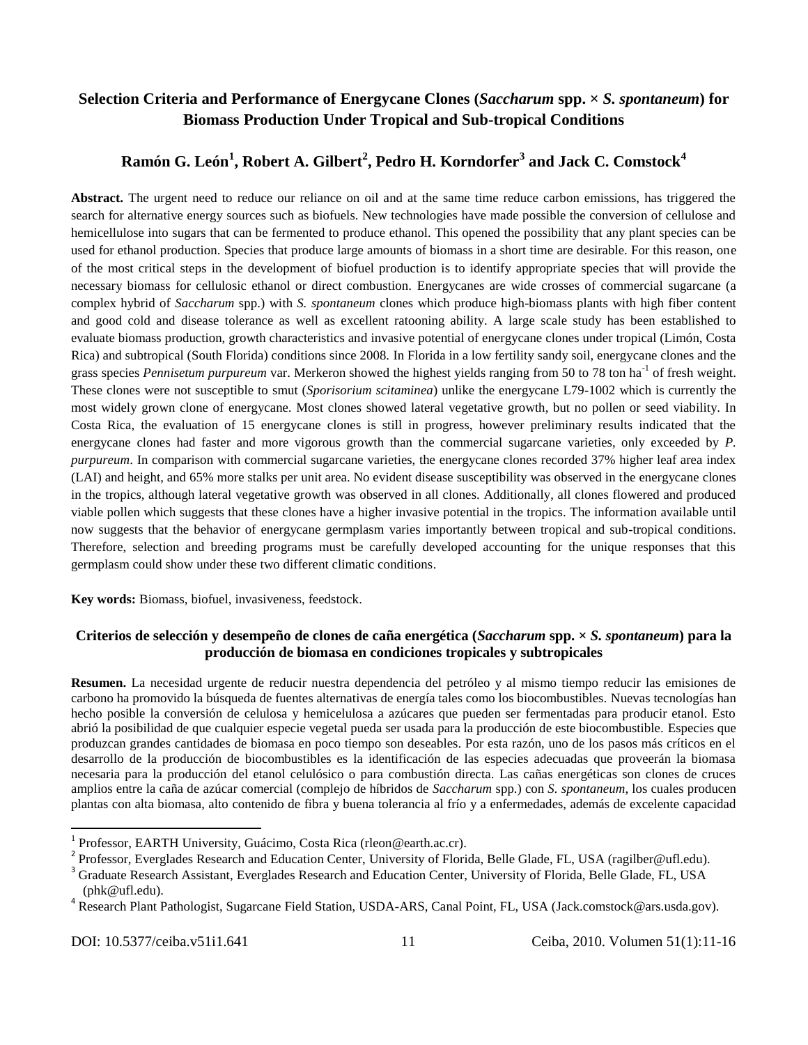# Selection Criteria and Performance of Energycane Clones (*Saccharum* spp. × *S. spontaneum*) for Biomass Production Under Tropical and Sub-tropical Conditions

**Ramón G. León[1], Robert A. Gilbert[2], Pedro H. Korndorfer[3] and Jack C. Comstock[4]**

**Abstract.** The urgent need to reduce our reliance on oil and at the same time reduce carbon emissions, has triggered the search for alternative energy sources such as biofuels. New technologies have made possible the conversion of cellulose and hemicellulose into sugars that can be fermented to produce ethanol. This opened the possibility that any plant species can be used for ethanol production. Species that produce large amounts of biomass in a short time are desirable. For this reason, one of the most critical steps in the development of biofuel production is to identify appropriate species that will provide the necessary biomass for cellulosic ethanol or direct combustion. Energycanes are wide crosses of commercial sugarcane (a complex hybrid of *Saccharum* spp.) with *S. spontaneum* clones which produce high-biomass plants with high fiber content and good cold and disease tolerance as well as excellent ratooning ability. A large scale study has been established to evaluate biomass production, growth characteristics and invasive potential of energycane clones under tropical (Limón, Costa Rica) and subtropical (South Florida) conditions since 2008. In Florida in a low fertility sandy soil, energycane clones and the grass species *Pennisetum purpureum* var. Merkeron showed the highest yields ranging from 50 to 78 ton ha$^{-1}$ of fresh weight. These clones were not susceptible to smut (*Sporisorium scitaminea*) unlike the energycane L79-1002 which is currently the most widely grown clone of energycane. Most clones showed lateral vegetative growth, but no pollen or seed viability. In Costa Rica, the evaluation of 15 energycane clones is still in progress, however preliminary results indicated that the energycane clones had faster and more vigorous growth than the commercial sugarcane varieties, only exceeded by *P. purpureum*. In comparison with commercial sugarcane varieties, the energycane clones recorded 37% higher leaf area index (LAI) and height, and 65% more stalks per unit area. No evident disease susceptibility was observed in the energycane clones in the tropics, although lateral vegetative growth was observed in all clones. Additionally, all clones flowered and produced viable pollen which suggests that these clones have a higher invasive potential in the tropics. The information available until now suggests that the behavior of energycane germplasm varies importantly between tropical and sub-tropical conditions. Therefore, selection and breeding programs must be carefully developed accounting for the unique responses that this germplasm could show under these two different climatic conditions.

**Key words:** Biomass, biofuel, invasiveness, feedstock.

## Criterios de selección y desempeño de clones de caña energética (*Saccharum* spp. × *S. spontaneum*) para la producción de biomasa en condiciones tropicales y subtropicales

**Resumen.** La necesidad urgente de reducir nuestra dependencia del petróleo y al mismo tiempo reducir las emisiones de carbono ha promovido la búsqueda de fuentes alternativas de energía tales como los biocombustibles. Nuevas tecnologías han hecho posible la conversión de celulosa y hemicelulosa a azúcares que pueden ser fermentadas para producir etanol. Esto abrió la posibilidad de que cualquier especie vegetal pueda ser usada para la producción de este biocombustible. Especies que produzcan grandes cantidades de biomasa en poco tiempo son deseables. Por esta razón, uno de los pasos más críticos en el desarrollo de la producción de biocombustibles es la identificación de las especies adecuadas que proveerán la biomasa necesaria para la producción del etanol celulósico o para combustión directa. Las cañas energéticas son clones de cruces amplios entre la caña de azúcar comercial (complejo de híbridos de *Saccharum* spp.) con *S. spontaneum*, los cuales producen plantas con alta biomasa, alto contenido de fibra y buena tolerancia al frío y a enfermedades, además de excelente capacidad

---

[1] Professor, EARTH University, Guácimo, Costa Rica (rleon@earth.ac.cr).

[2] Professor, Everglades Research and Education Center, University of Florida, Belle Glade, FL, USA (ragilber@ufl.edu).

[3] Graduate Research Assistant, Everglades Research and Education Center, University of Florida, Belle Glade, FL, USA (phk@ufl.edu).

[4] Research Plant Pathologist, Sugarcane Field Station, USDA-ARS, Canal Point, FL, USA (Jack.comstock@ars.usda.gov).

DOI: 10.5377/ceiba.v51i1.641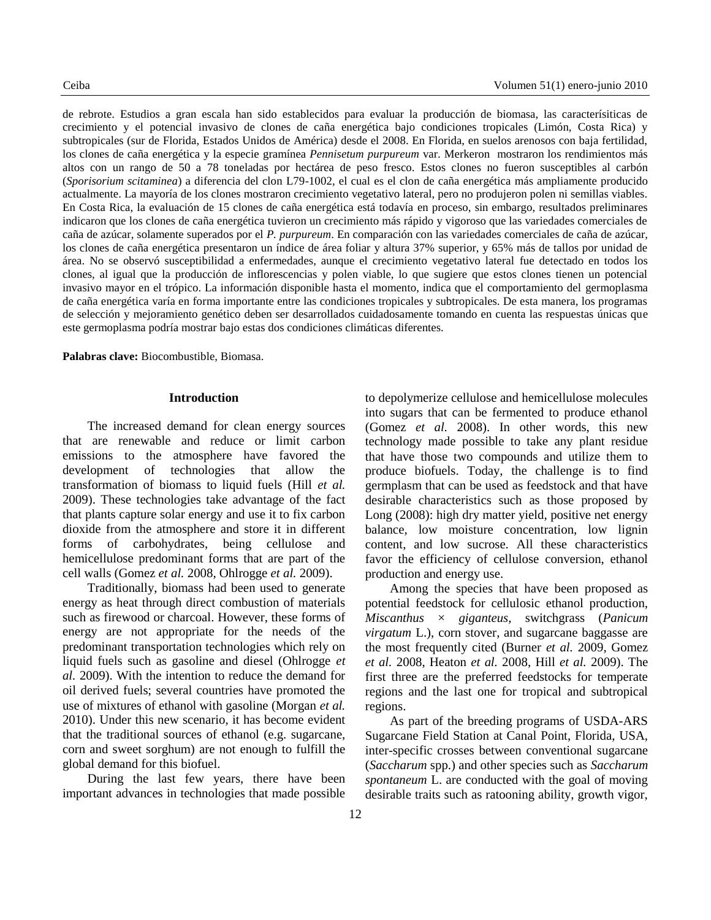de rebrote. Estudios a gran escala han sido establecidos para evaluar la producción de biomasa, las caracterísiticas de crecimiento y el potencial invasivo de clones de caña energética bajo condiciones tropicales (Limón, Costa Rica) y subtropicales (sur de Florida, Estados Unidos de América) desde el 2008. En Florida, en suelos arenosos con baja fertilidad, los clones de caña energética y la especie gramínea *Pennisetum purpureum* var. Merkeron mostraron los rendimientos más altos con un rango de 50 a 78 toneladas por hectárea de peso fresco. Estos clones no fueron susceptibles al carbón (*Sporisorium scitaminea*) a diferencia del clon L79-1002, el cual es el clon de caña energética más ampliamente producido actualmente. La mayoría de los clones mostraron crecimiento vegetativo lateral, pero no produjeron polen ni semillas viables. En Costa Rica, la evaluación de 15 clones de caña energética está todavía en proceso, sin embargo, resultados preliminares indicaron que los clones de caña energética tuvieron un crecimiento más rápido y vigoroso que las variedades comerciales de caña de azúcar, solamente superados por el *P. purpureum*. En comparación con las variedades comerciales de caña de azúcar, los clones de caña energética presentaron un índice de área foliar y altura 37% superior, y 65% más de tallos por unidad de área. No se observó susceptibilidad a enfermedades, aunque el crecimiento vegetativo lateral fue detectado en todos los clones, al igual que la producción de inflorescencias y polen viable, lo que sugiere que estos clones tienen un potencial invasivo mayor en el trópico. La información disponible hasta el momento, indica que el comportamiento del germoplasma de caña energética varía en forma importante entre las condiciones tropicales y subtropicales. De esta manera, los programas de selección y mejoramiento genético deben ser desarrollados cuidadosamente tomando en cuenta las respuestas únicas que este germoplasma podría mostrar bajo estas dos condiciones climáticas diferentes.

**Palabras clave:** Biocombustible, Biomasa.

## Introduction

The increased demand for clean energy sources that are renewable and reduce or limit carbon emissions to the atmosphere have favored the development of technologies that allow the transformation of biomass to liquid fuels (Hill *et al.* 2009). These technologies take advantage of the fact that plants capture solar energy and use it to fix carbon dioxide from the atmosphere and store it in different forms of carbohydrates, being cellulose and hemicellulose predominant forms that are part of the cell walls (Gomez *et al.* 2008, Ohlrogge *et al.* 2009).

Traditionally, biomass had been used to generate energy as heat through direct combustion of materials such as firewood or charcoal. However, these forms of energy are not appropriate for the needs of the predominant transportation technologies which rely on liquid fuels such as gasoline and diesel (Ohlrogge *et al.* 2009). With the intention to reduce the demand for oil derived fuels; several countries have promoted the use of mixtures of ethanol with gasoline (Morgan *et al.* 2010). Under this new scenario, it has become evident that the traditional sources of ethanol (e.g. sugarcane, corn and sweet sorghum) are not enough to fulfill the global demand for this biofuel.

During the last few years, there have been important advances in technologies that made possible to depolymerize cellulose and hemicellulose molecules into sugars that can be fermented to produce ethanol (Gomez *et al.* 2008). In other words, this new technology made possible to take any plant residue that have those two compounds and utilize them to produce biofuels. Today, the challenge is to find germplasm that can be used as feedstock and that have desirable characteristics such as those proposed by Long (2008): high dry matter yield, positive net energy balance, low moisture concentration, low lignin content, and low sucrose. All these characteristics favor the efficiency of cellulose conversion, ethanol production and energy use.

Among the species that have been proposed as potential feedstock for cellulosic ethanol production, *Miscanthus* × *giganteus*, switchgrass (*Panicum virgatum* L.), corn stover, and sugarcane baggasse are the most frequently cited (Burner *et al.* 2009, Gomez *et al.* 2008, Heaton *et al.* 2008, Hill *et al.* 2009). The first three are the preferred feedstocks for temperate regions and the last one for tropical and subtropical regions.

As part of the breeding programs of USDA-ARS Sugarcane Field Station at Canal Point, Florida, USA, inter-specific crosses between conventional sugarcane (*Saccharum* spp.) and other species such as *Saccharum spontaneum* L. are conducted with the goal of moving desirable traits such as ratooning ability, growth vigor,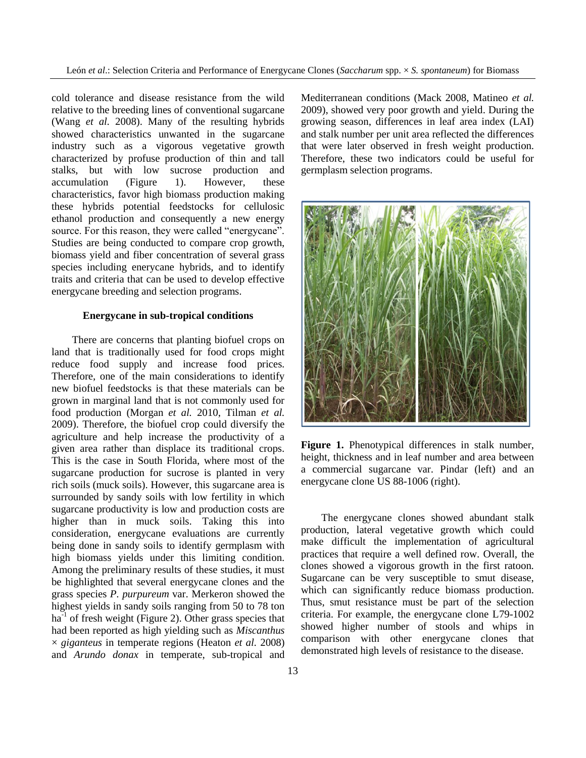cold tolerance and disease resistance from the wild relative to the breeding lines of conventional sugarcane (Wang *et al.* 2008). Many of the resulting hybrids showed characteristics unwanted in the sugarcane industry such as a vigorous vegetative growth characterized by profuse production of thin and tall stalks, but with low sucrose production and accumulation (Figure 1). However, these characteristics, favor high biomass production making these hybrids potential feedstocks for cellulosic ethanol production and consequently a new energy source. For this reason, they were called "energycane". Studies are being conducted to compare crop growth, biomass yield and fiber concentration of several grass species including enerycane hybrids, and to identify traits and criteria that can be used to develop effective energycane breeding and selection programs.

### Energycane in sub-tropical conditions

There are concerns that planting biofuel crops on land that is traditionally used for food crops might reduce food supply and increase food prices. Therefore, one of the main considerations to identify new biofuel feedstocks is that these materials can be grown in marginal land that is not commonly used for food production (Morgan *et al.* 2010, Tilman *et al.* 2009). Therefore, the biofuel crop could diversify the agriculture and help increase the productivity of a given area rather than displace its traditional crops. This is the case in South Florida, where most of the sugarcane production for sucrose is planted in very rich soils (muck soils). However, this sugarcane area is surrounded by sandy soils with low fertility in which sugarcane productivity is low and production costs are higher than in muck soils. Taking this into consideration, energycane evaluations are currently being done in sandy soils to identify germplasm with high biomass yields under this limiting condition. Among the preliminary results of these studies, it must be highlighted that several energycane clones and the grass species *P. purpureum* var. Merkeron showed the highest yields in sandy soils ranging from 50 to 78 ton $ha^{-1}$ of fresh weight (Figure 2). Other grass species that had been reported as high yielding such as *Miscanthus* × *giganteus* in temperate regions (Heaton *et al.* 2008) and *Arundo donax* in temperate, sub-tropical and Mediterranean conditions (Mack 2008, Matineo *et al.* 2009), showed very poor growth and yield. During the growing season, differences in leaf area index (LAI) and stalk number per unit area reflected the differences that were later observed in fresh weight production. Therefore, these two indicators could be useful for germplasm selection programs.

**Figure 1.** Phenotypical differences in stalk number, height, thickness and in leaf number and area between a commercial sugarcane var. Pindar (left) and an energycane clone US 88-1006 (right).

The energycane clones showed abundant stalk production, lateral vegetative growth which could make difficult the implementation of agricultural practices that require a well defined row. Overall, the clones showed a vigorous growth in the first ratoon. Sugarcane can be very susceptible to smut disease, which can significantly reduce biomass production. Thus, smut resistance must be part of the selection criteria. For example, the energycane clone L79-1002 showed higher number of stools and whips in comparison with other energycane clones that demonstrated high levels of resistance to the disease.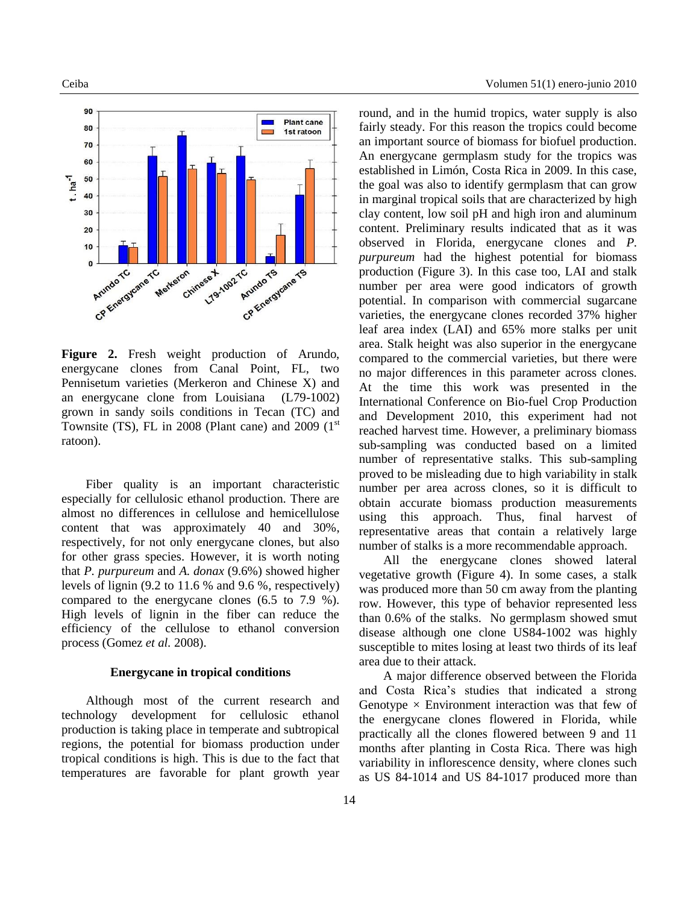**Figure 2.** Fresh weight production of Arundo, energycane clones from Canal Point, FL, two Pennisetum varieties (Merkeron and Chinese X) and an energycane clone from Louisiana (L79-1002) grown in sandy soils conditions in Tecan (TC) and Townsite (TS), FL in 2008 (Plant cane) and 2009 (1[st] ratoon).

Fiber quality is an important characteristic especially for cellulosic ethanol production. There are almost no differences in cellulose and hemicellulose content that was approximately 40 and 30%, respectively, for not only energycane clones, but also for other grass species. However, it is worth noting that *P. purpureum* and *A. donax* (9.6%) showed higher levels of lignin (9.2 to 11.6 % and 9.6 %, respectively) compared to the energycane clones (6.5 to 7.9 %). High levels of lignin in the fiber can reduce the efficiency of the cellulose to ethanol conversion process (Gomez *et al.* 2008).

### Energycane in tropical conditions

Although most of the current research and technology development for cellulosic ethanol production is taking place in temperate and subtropical regions, the potential for biomass production under tropical conditions is high. This is due to the fact that temperatures are favorable for plant growth year round, and in the humid tropics, water supply is also fairly steady. For this reason the tropics could become an important source of biomass for biofuel production. An energycane germplasm study for the tropics was established in Limón, Costa Rica in 2009. In this case, the goal was also to identify germplasm that can grow in marginal tropical soils that are characterized by high clay content, low soil pH and high iron and aluminum content. Preliminary results indicated that as it was observed in Florida, energycane clones and *P. purpureum* had the highest potential for biomass production (Figure 3). In this case too, LAI and stalk number per area were good indicators of growth potential. In comparison with commercial sugarcane varieties, the energycane clones recorded 37% higher leaf area index (LAI) and 65% more stalks per unit area. Stalk height was also superior in the energycane compared to the commercial varieties, but there were no major differences in this parameter across clones. At the time this work was presented in the International Conference on Bio-fuel Crop Production and Development 2010, this experiment had not reached harvest time. However, a preliminary biomass sub-sampling was conducted based on a limited number of representative stalks. This sub-sampling proved to be misleading due to high variability in stalk number per area across clones, so it is difficult to obtain accurate biomass production measurements using this approach. Thus, final harvest of representative areas that contain a relatively large number of stalks is a more recommendable approach.

All the energycane clones showed lateral vegetative growth (Figure 4). In some cases, a stalk was produced more than 50 cm away from the planting row. However, this type of behavior represented less than 0.6% of the stalks. No germplasm showed smut disease although one clone US84-1002 was highly susceptible to mites losing at least two thirds of its leaf area due to their attack.

A major difference observed between the Florida and Costa Rica's studies that indicated a strong Genotype × Environment interaction was that few of the energycane clones flowered in Florida, while practically all the clones flowered between 9 and 11 months after planting in Costa Rica. There was high variability in inflorescence density, where clones such as US 84-1014 and US 84-1017 produced more than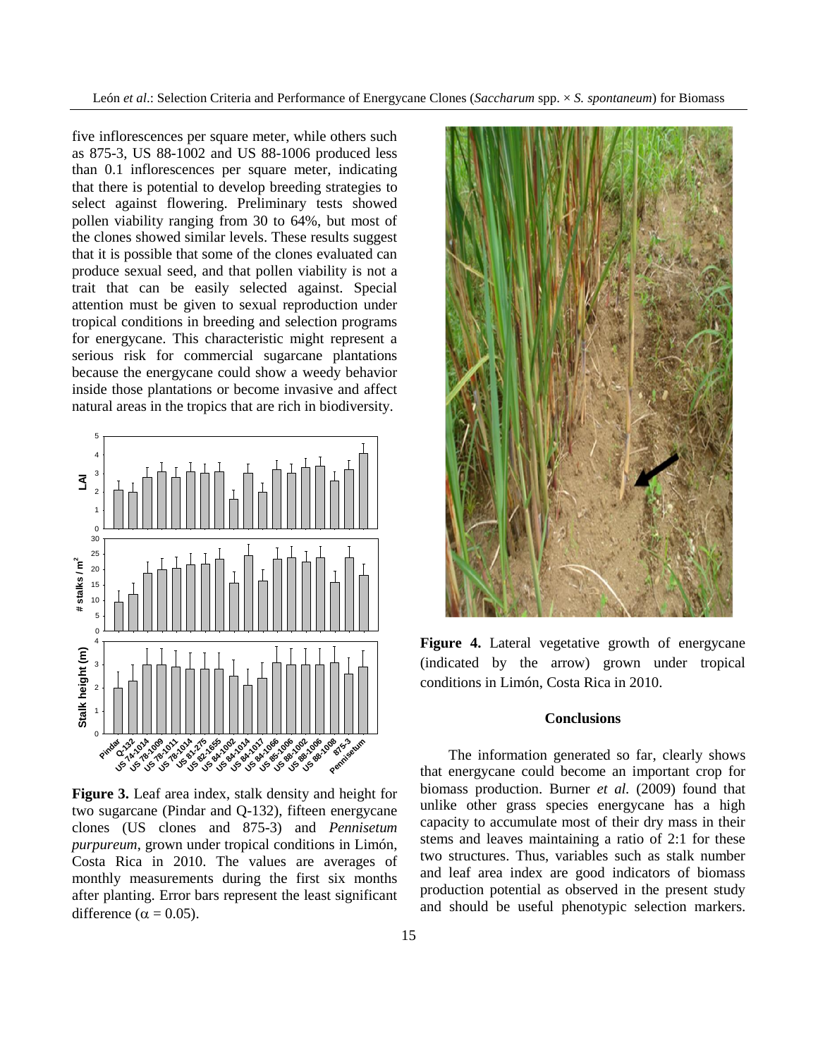five inflorescences per square meter, while others such as 875-3, US 88-1002 and US 88-1006 produced less than 0.1 inflorescences per square meter, indicating that there is potential to develop breeding strategies to select against flowering. Preliminary tests showed pollen viability ranging from 30 to 64%, but most of the clones showed similar levels. These results suggest that it is possible that some of the clones evaluated can produce sexual seed, and that pollen viability is not a trait that can be easily selected against. Special attention must be given to sexual reproduction under tropical conditions in breeding and selection programs for energycane. This characteristic might represent a serious risk for commercial sugarcane plantations because the energycane could show a weedy behavior inside those plantations or become invasive and affect natural areas in the tropics that are rich in biodiversity.

**Figure 3.** Leaf area index, stalk density and height for two sugarcane (Pindar and Q-132), fifteen energycane clones (US clones and 875-3) and *Pennisetum purpureum*, grown under tropical conditions in Limón, Costa Rica in 2010. The values are averages of monthly measurements during the first six months after planting. Error bars represent the least significant difference ($\alpha = 0.05$).

**Figure 4.** Lateral vegetative growth of energycane (indicated by the arrow) grown under tropical conditions in Limón, Costa Rica in 2010.

## Conclusions

The information generated so far, clearly shows that energycane could become an important crop for biomass production. Burner *et al.* (2009) found that unlike other grass species energycane has a high capacity to accumulate most of their dry mass in their stems and leaves maintaining a ratio of 2:1 for these two structures. Thus, variables such as stalk number and leaf area index are good indicators of biomass production potential as observed in the present study and should be useful phenotypic selection markers.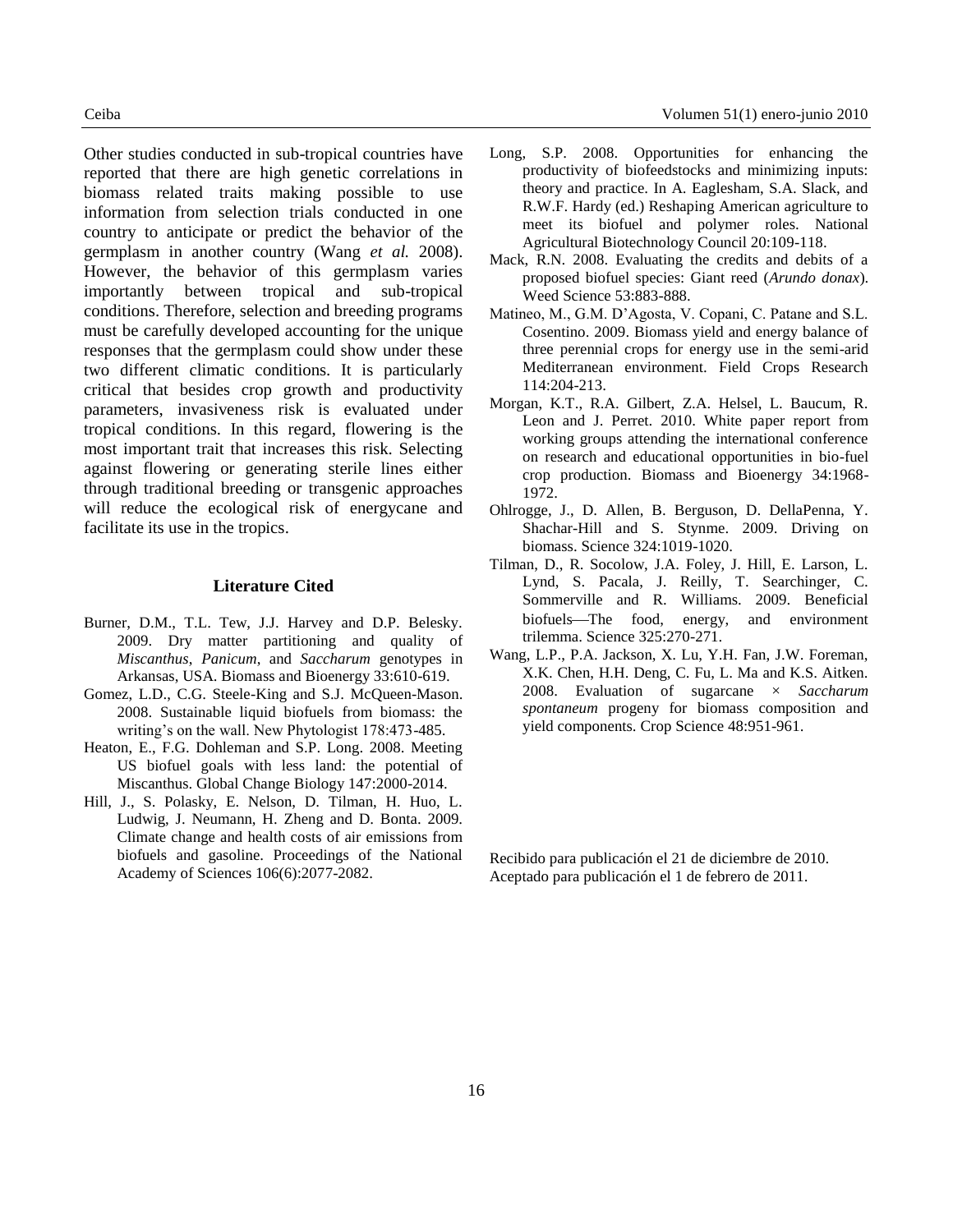Other studies conducted in sub-tropical countries have reported that there are high genetic correlations in biomass related traits making possible to use information from selection trials conducted in one country to anticipate or predict the behavior of the germplasm in another country (Wang *et al.* 2008). However, the behavior of this germplasm varies importantly between tropical and sub-tropical conditions. Therefore, selection and breeding programs must be carefully developed accounting for the unique responses that the germplasm could show under these two different climatic conditions. It is particularly critical that besides crop growth and productivity parameters, invasiveness risk is evaluated under tropical conditions. In this regard, flowering is the most important trait that increases this risk. Selecting against flowering or generating sterile lines either through traditional breeding or transgenic approaches will reduce the ecological risk of energycane and facilitate its use in the tropics.

## Literature Cited

Burner, D.M., T.L. Tew, J.J. Harvey and D.P. Belesky. 2009. Dry matter partitioning and quality of *Miscanthus*, *Panicum*, and *Saccharum* genotypes in Arkansas, USA. Biomass and Bioenergy 33:610-619.

Gomez, L.D., C.G. Steele-King and S.J. McQueen-Mason. 2008. Sustainable liquid biofuels from biomass: the writing's on the wall. New Phytologist 178:473-485.

Heaton, E., F.G. Dohleman and S.P. Long. 2008. Meeting US biofuel goals with less land: the potential of Miscanthus. Global Change Biology 147:2000-2014.

Hill, J., S. Polasky, E. Nelson, D. Tilman, H. Huo, L. Ludwig, J. Neumann, H. Zheng and D. Bonta. 2009. Climate change and health costs of air emissions from biofuels and gasoline. Proceedings of the National Academy of Sciences 106(6):2077-2082.

Long, S.P. 2008. Opportunities for enhancing the productivity of biofeedstocks and minimizing inputs: theory and practice. In A. Eaglesham, S.A. Slack, and R.W.F. Hardy (ed.) Reshaping American agriculture to meet its biofuel and polymer roles. National Agricultural Biotechnology Council 20:109-118.

Mack, R.N. 2008. Evaluating the credits and debits of a proposed biofuel species: Giant reed (*Arundo donax*). Weed Science 53:883-888.

Matineo, M., G.M. D'Agosta, V. Copani, C. Patane and S.L. Cosentino. 2009. Biomass yield and energy balance of three perennial crops for energy use in the semi-arid Mediterranean environment. Field Crops Research 114:204-213.

Morgan, K.T., R.A. Gilbert, Z.A. Helsel, L. Baucum, R. Leon and J. Perret. 2010. White paper report from working groups attending the international conference on research and educational opportunities in bio-fuel crop production. Biomass and Bioenergy 34:1968-1972.

Ohlrogge, J., D. Allen, B. Berguson, D. DellaPenna, Y. Shachar-Hill and S. Stynme. 2009. Driving on biomass. Science 324:1019-1020.

Tilman, D., R. Socolow, J.A. Foley, J. Hill, E. Larson, L. Lynd, S. Pacala, J. Reilly, T. Searchinger, C. Sommerville and R. Williams. 2009. Beneficial biofuels—The food, energy, and environment trilemma. Science 325:270-271.

Wang, L.P., P.A. Jackson, X. Lu, Y.H. Fan, J.W. Foreman, X.K. Chen, H.H. Deng, C. Fu, L. Ma and K.S. Aitken. 2008. Evaluation of sugarcane × *Saccharum spontaneum* progeny for biomass composition and yield components. Crop Science 48:951-961.

Recibido para publicación el 21 de diciembre de 2010.
Aceptado para publicación el 1 de febrero de 2011.